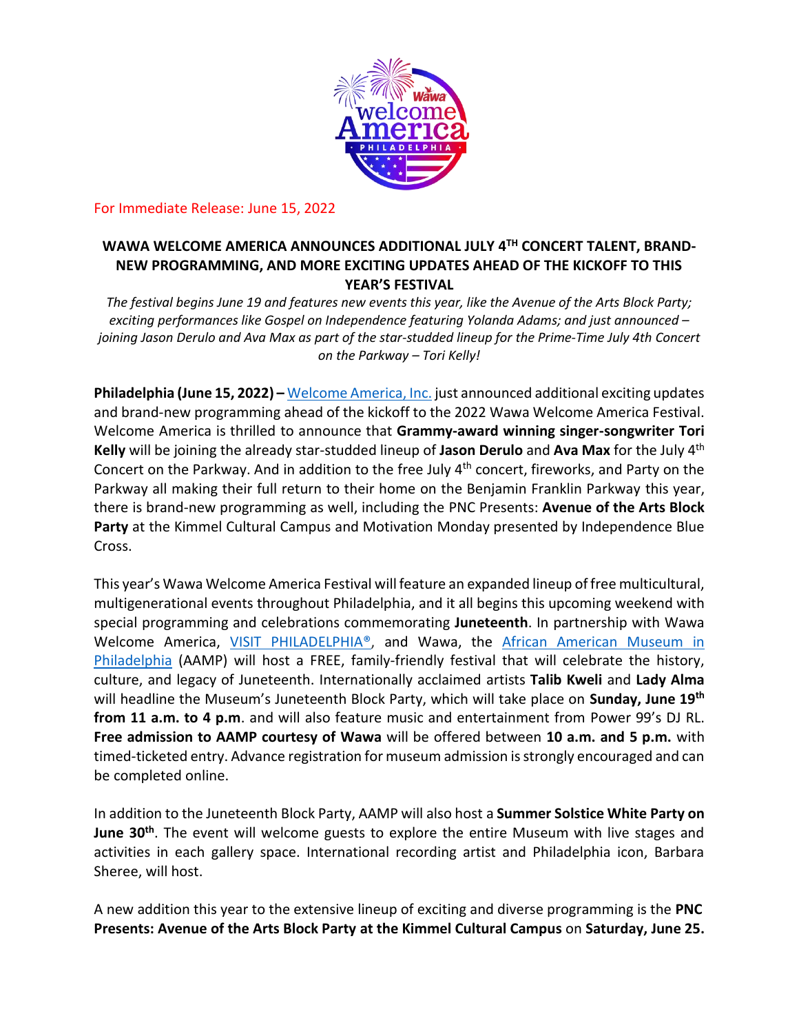For Immediate Release: June 15, 2022

## WAWA WELCOME AMERICA ANNOUNCES ADDITIONAL JULY 4TH CONCERT TALENT, BRAND-NEW PROGRAMMING, AND MORE EXCITING UPDATES AHEAD OF THE KICKOFF TO THIS YEAR'S FESTIVAL

*The festival begins June 19 and features new events this year, like the Avenue of the Arts Block Party; exciting performances like Gospel on Independence featuring Yolanda Adams; and just announced – joining Jason Derulo and Ava Max as part of the star-studded lineup for the Prime-Time July 4th Concert on the Parkway – Tori Kelly!*

**Philadelphia (June 15, 2022) –** Welcome America, Inc. just announced additional exciting updates and brand-new programming ahead of the kickoff to the 2022 Wawa Welcome America Festival. Welcome America is thrilled to announce that **Grammy-award winning singer-songwriter Tori Kelly** will be joining the already star-studded lineup of **Jason Derulo** and **Ava Max** for the July 4th Concert on the Parkway. And in addition to the free July 4th concert, fireworks, and Party on the Parkway all making their full return to their home on the Benjamin Franklin Parkway this year, there is brand-new programming as well, including the PNC Presents: **Avenue of the Arts Block Party** at the Kimmel Cultural Campus and Motivation Monday presented by Independence Blue Cross.

This year's Wawa Welcome America Festival will feature an expanded lineup of free multicultural, multigenerational events throughout Philadelphia, and it all begins this upcoming weekend with special programming and celebrations commemorating **Juneteenth**. In partnership with Wawa Welcome America, VISIT PHILADELPHIA®, and Wawa, the African American Museum in Philadelphia (AAMP) will host a FREE, family-friendly festival that will celebrate the history, culture, and legacy of Juneteenth. Internationally acclaimed artists **Talib Kweli** and **Lady Alma** will headline the Museum's Juneteenth Block Party, which will take place on **Sunday, June 19th from 11 a.m. to 4 p.m**. and will also feature music and entertainment from Power 99's DJ RL. **Free admission to AAMP courtesy of Wawa** will be offered between **10 a.m. and 5 p.m.** with timed-ticketed entry. Advance registration for museum admission is strongly encouraged and can be completed online.

In addition to the Juneteenth Block Party, AAMP will also host a **Summer Solstice White Party on June 30th**. The event will welcome guests to explore the entire Museum with live stages and activities in each gallery space. International recording artist and Philadelphia icon, Barbara Sheree, will host.

A new addition this year to the extensive lineup of exciting and diverse programming is the **PNC Presents: Avenue of the Arts Block Party at the Kimmel Cultural Campus** on **Saturday, June 25.**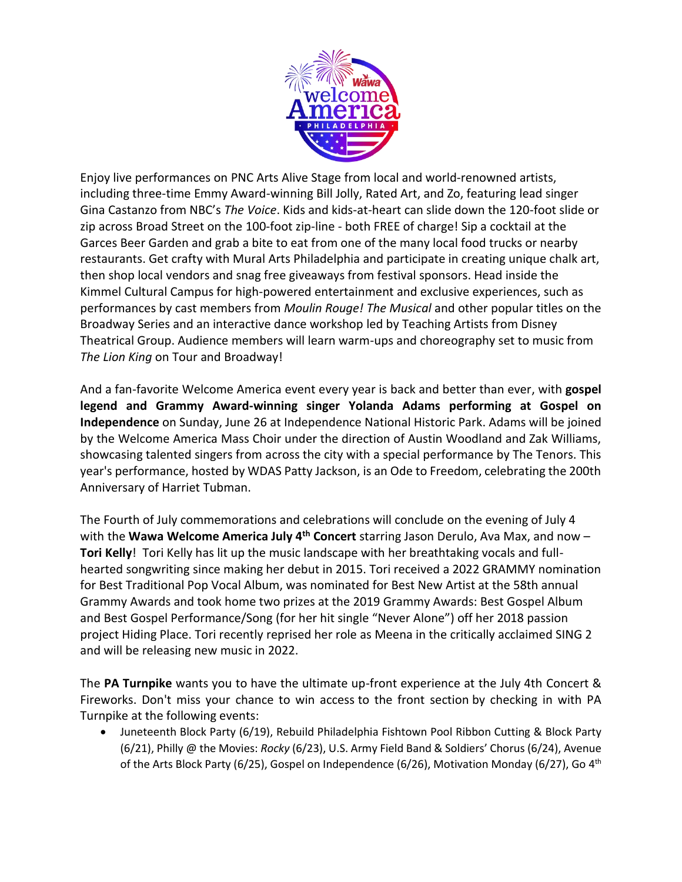Enjoy live performances on PNC Arts Alive Stage from local and world-renowned artists, including three-time Emmy Award-winning Bill Jolly, Rated Art, and Zo, featuring lead singer Gina Castanzo from NBC's *The Voice*. Kids and kids-at-heart can slide down the 120-foot slide or zip across Broad Street on the 100-foot zip-line - both FREE of charge! Sip a cocktail at the Garces Beer Garden and grab a bite to eat from one of the many local food trucks or nearby restaurants. Get crafty with Mural Arts Philadelphia and participate in creating unique chalk art, then shop local vendors and snag free giveaways from festival sponsors. Head inside the Kimmel Cultural Campus for high-powered entertainment and exclusive experiences, such as performances by cast members from *Moulin Rouge! The Musical* and other popular titles on the Broadway Series and an interactive dance workshop led by Teaching Artists from Disney Theatrical Group. Audience members will learn warm-ups and choreography set to music from *The Lion King* on Tour and Broadway!

And a fan-favorite Welcome America event every year is back and better than ever, with **gospel legend and Grammy Award-winning singer Yolanda Adams performing at Gospel on Independence** on Sunday, June 26 at Independence National Historic Park. Adams will be joined by the Welcome America Mass Choir under the direction of Austin Woodland and Zak Williams, showcasing talented singers from across the city with a special performance by The Tenors. This year's performance, hosted by WDAS Patty Jackson, is an Ode to Freedom, celebrating the 200th Anniversary of Harriet Tubman.

The Fourth of July commemorations and celebrations will conclude on the evening of July 4 with the **Wawa Welcome America July 4th Concert** starring Jason Derulo, Ava Max, and now – **Tori Kelly**! Tori Kelly has lit up the music landscape with her breathtaking vocals and full-hearted songwriting since making her debut in 2015. Tori received a 2022 GRAMMY nomination for Best Traditional Pop Vocal Album, was nominated for Best New Artist at the 58th annual Grammy Awards and took home two prizes at the 2019 Grammy Awards: Best Gospel Album and Best Gospel Performance/Song (for her hit single "Never Alone") off her 2018 passion project Hiding Place. Tori recently reprised her role as Meena in the critically acclaimed SING 2 and will be releasing new music in 2022.

The **PA Turnpike** wants you to have the ultimate up-front experience at the July 4th Concert & Fireworks. Don't miss your chance to win access to the front section by checking in with PA Turnpike at the following events:

- Juneteenth Block Party (6/19), Rebuild Philadelphia Fishtown Pool Ribbon Cutting & Block Party (6/21), Philly @ the Movies: *Rocky* (6/23), U.S. Army Field Band & Soldiers' Chorus (6/24), Avenue of the Arts Block Party (6/25), Gospel on Independence (6/26), Motivation Monday (6/27), Go 4th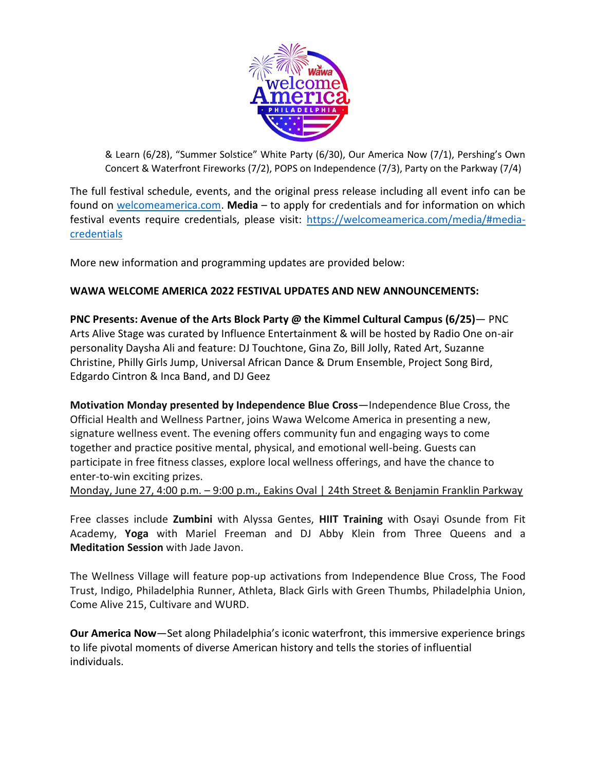& Learn (6/28), "Summer Solstice" White Party (6/30), Our America Now (7/1), Pershing's Own Concert & Waterfront Fireworks (7/2), POPS on Independence (7/3), Party on the Parkway (7/4)

The full festival schedule, events, and the original press release including all event info can be found on [welcomeamerica.com](welcomeamerica.com). **Media** – to apply for credentials and for information on which festival events require credentials, please visit: [https://welcomeamerica.com/media/#media-credentials](https://welcomeamerica.com/media/#media-credentials)

More new information and programming updates are provided below:

**WAWA WELCOME AMERICA 2022 FESTIVAL UPDATES AND NEW ANNOUNCEMENTS:**

**PNC Presents: Avenue of the Arts Block Party @ the Kimmel Cultural Campus (6/25)**— PNC Arts Alive Stage was curated by Influence Entertainment & will be hosted by Radio One on-air personality Daysha Ali and feature: DJ Touchtone, Gina Zo, Bill Jolly, Rated Art, Suzanne Christine, Philly Girls Jump, Universal African Dance & Drum Ensemble, Project Song Bird, Edgardo Cintron & Inca Band, and DJ Geez

**Motivation Monday presented by Independence Blue Cross**—Independence Blue Cross, the Official Health and Wellness Partner, joins Wawa Welcome America in presenting a new, signature wellness event. The evening offers community fun and engaging ways to come together and practice positive mental, physical, and emotional well-being. Guests can participate in free fitness classes, explore local wellness offerings, and have the chance to enter-to-win exciting prizes.
Monday, June 27, 4:00 p.m. – 9:00 p.m., Eakins Oval | 24th Street & Benjamin Franklin Parkway

Free classes include **Zumbini** with Alyssa Gentes, **HIIT Training** with Osayi Osunde from Fit Academy, **Yoga** with Mariel Freeman and DJ Abby Klein from Three Queens and a **Meditation Session** with Jade Javon.

The Wellness Village will feature pop-up activations from Independence Blue Cross, The Food Trust, Indigo, Philadelphia Runner, Athleta, Black Girls with Green Thumbs, Philadelphia Union, Come Alive 215, Cultivare and WURD.

**Our America Now**—Set along Philadelphia's iconic waterfront, this immersive experience brings to life pivotal moments of diverse American history and tells the stories of influential individuals.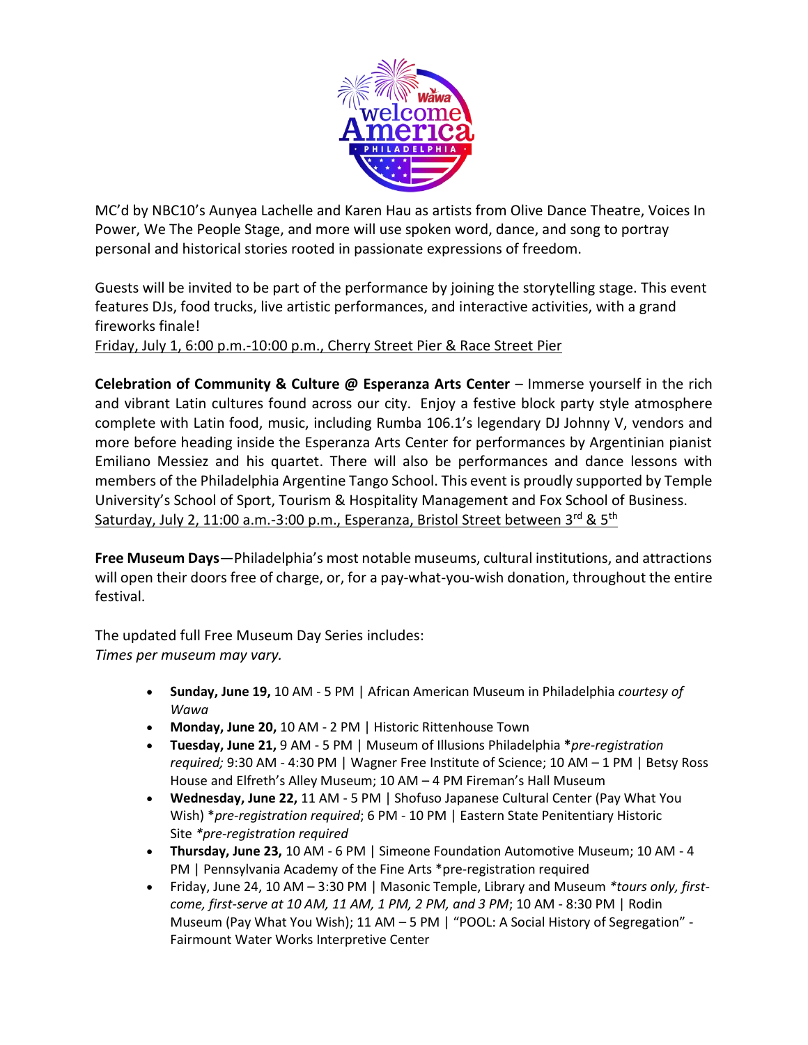MC'd by NBC10's Aunyea Lachelle and Karen Hau as artists from Olive Dance Theatre, Voices In Power, We The People Stage, and more will use spoken word, dance, and song to portray personal and historical stories rooted in passionate expressions of freedom.

Guests will be invited to be part of the performance by joining the storytelling stage. This event features DJs, food trucks, live artistic performances, and interactive activities, with a grand fireworks finale!

Friday, July 1, 6:00 p.m.-10:00 p.m., Cherry Street Pier & Race Street Pier

**Celebration of Community & Culture @ Esperanza Arts Center** – Immerse yourself in the rich and vibrant Latin cultures found across our city. Enjoy a festive block party style atmosphere complete with Latin food, music, including Rumba 106.1's legendary DJ Johnny V, vendors and more before heading inside the Esperanza Arts Center for performances by Argentinian pianist Emiliano Messiez and his quartet. There will also be performances and dance lessons with members of the Philadelphia Argentine Tango School. This event is proudly supported by Temple University's School of Sport, Tourism & Hospitality Management and Fox School of Business.

Saturday, July 2, 11:00 a.m.-3:00 p.m., Esperanza, Bristol Street between 3rd & 5th

**Free Museum Days**—Philadelphia's most notable museums, cultural institutions, and attractions will open their doors free of charge, or, for a pay-what-you-wish donation, throughout the entire festival.

The updated full Free Museum Day Series includes:
*Times per museum may vary.*

- **Sunday, June 19,** 10 AM - 5 PM | African American Museum in Philadelphia *courtesy of Wawa*
- **Monday, June 20,** 10 AM - 2 PM | Historic Rittenhouse Town
- **Tuesday, June 21,** 9 AM - 5 PM | Museum of Illusions Philadelphia **pre-registration required;* 9:30 AM - 4:30 PM | Wagner Free Institute of Science; 10 AM – 1 PM | Betsy Ross House and Elfreth's Alley Museum; 10 AM – 4 PM Fireman's Hall Museum
- **Wednesday, June 22,** 11 AM - 5 PM | Shofuso Japanese Cultural Center (Pay What You Wish) **pre-registration required*; 6 PM - 10 PM | Eastern State Penitentiary Historic Site **pre-registration required*
- **Thursday, June 23,** 10 AM - 6 PM | Simeone Foundation Automotive Museum; 10 AM - 4 PM | Pennsylvania Academy of the Fine Arts *pre-registration required
- Friday, June 24, 10 AM – 3:30 PM | Masonic Temple, Library and Museum **tours only, first-come, first-serve at 10 AM, 11 AM, 1 PM, 2 PM, and 3 PM*; 10 AM - 8:30 PM | Rodin Museum (Pay What You Wish); 11 AM – 5 PM | "POOL: A Social History of Segregation" - Fairmount Water Works Interpretive Center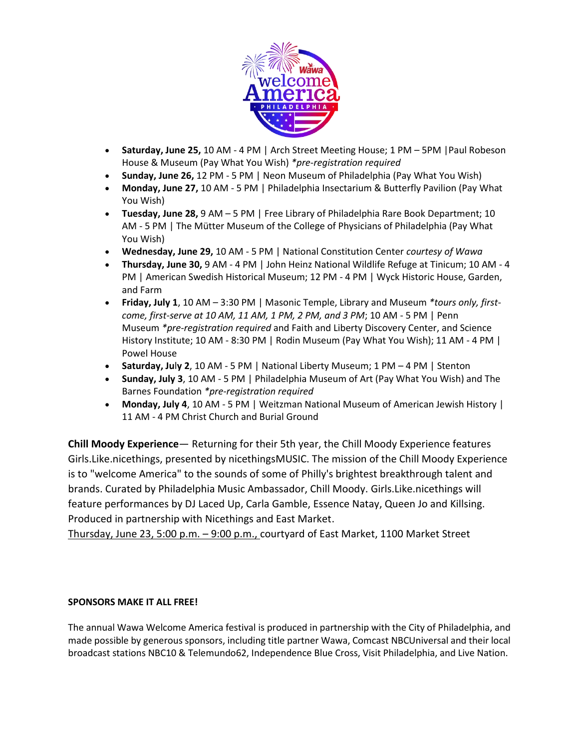- **Saturday, June 25,** 10 AM - 4 PM | Arch Street Meeting House; 1 PM – 5PM |Paul Robeson House & Museum (Pay What You Wish) *\*pre-registration required*
- **Sunday, June 26,** 12 PM - 5 PM | Neon Museum of Philadelphia (Pay What You Wish)
- **Monday, June 27,** 10 AM - 5 PM | Philadelphia Insectarium & Butterfly Pavilion (Pay What You Wish)
- **Tuesday, June 28,** 9 AM – 5 PM | Free Library of Philadelphia Rare Book Department; 10 AM - 5 PM | The Mütter Museum of the College of Physicians of Philadelphia (Pay What You Wish)
- **Wednesday, June 29,** 10 AM - 5 PM | National Constitution Center *courtesy of Wawa*
- **Thursday, June 30,** 9 AM - 4 PM | John Heinz National Wildlife Refuge at Tinicum; 10 AM - 4 PM | American Swedish Historical Museum; 12 PM - 4 PM | Wyck Historic House, Garden, and Farm
- **Friday, July 1**, 10 AM – 3:30 PM | Masonic Temple, Library and Museum *\*tours only, first-come, first-serve at 10 AM, 11 AM, 1 PM, 2 PM, and 3 PM*; 10 AM - 5 PM | Penn Museum *\*pre-registration required* and Faith and Liberty Discovery Center, and Science History Institute; 10 AM - 8:30 PM | Rodin Museum (Pay What You Wish); 11 AM - 4 PM | Powel House
- **Saturday, July 2**, 10 AM - 5 PM | National Liberty Museum; 1 PM – 4 PM | Stenton
- **Sunday, July 3**, 10 AM - 5 PM | Philadelphia Museum of Art (Pay What You Wish) and The Barnes Foundation *\*pre-registration required*
- **Monday, July 4**, 10 AM - 5 PM | Weitzman National Museum of American Jewish History | 11 AM - 4 PM Christ Church and Burial Ground

**Chill Moody Experience**— Returning for their 5th year, the Chill Moody Experience features Girls.Like.nicethings, presented by nicethingsMUSIC. The mission of the Chill Moody Experience is to "welcome America" to the sounds of some of Philly's brightest breakthrough talent and brands. Curated by Philadelphia Music Ambassador, Chill Moody. Girls.Like.nicethings will feature performances by DJ Laced Up, Carla Gamble, Essence Natay, Queen Jo and Killsing. Produced in partnership with Nicethings and East Market.
Thursday, June 23, 5:00 p.m. – 9:00 p.m., courtyard of East Market, 1100 Market Street

**SPONSORS MAKE IT ALL FREE!**

The annual Wawa Welcome America festival is produced in partnership with the City of Philadelphia, and made possible by generous sponsors, including title partner Wawa, Comcast NBCUniversal and their local broadcast stations NBC10 & Telemundo62, Independence Blue Cross, Visit Philadelphia, and Live Nation.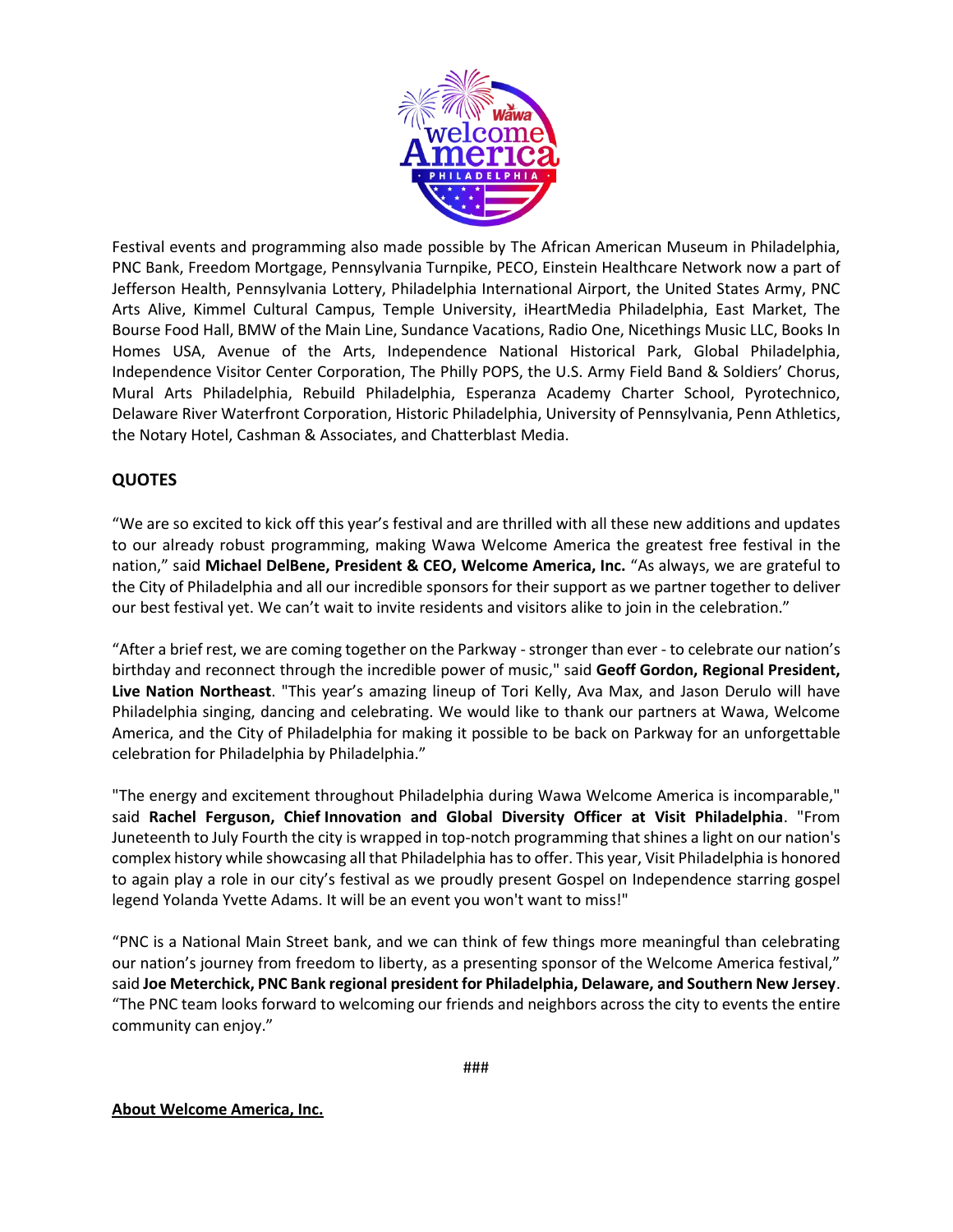Festival events and programming also made possible by The African American Museum in Philadelphia, PNC Bank, Freedom Mortgage, Pennsylvania Turnpike, PECO, Einstein Healthcare Network now a part of Jefferson Health, Pennsylvania Lottery, Philadelphia International Airport, the United States Army, PNC Arts Alive, Kimmel Cultural Campus, Temple University, iHeartMedia Philadelphia, East Market, The Bourse Food Hall, BMW of the Main Line, Sundance Vacations, Radio One, Nicethings Music LLC, Books In Homes USA, Avenue of the Arts, Independence National Historical Park, Global Philadelphia, Independence Visitor Center Corporation, The Philly POPS, the U.S. Army Field Band & Soldiers' Chorus, Mural Arts Philadelphia, Rebuild Philadelphia, Esperanza Academy Charter School, Pyrotechnico, Delaware River Waterfront Corporation, Historic Philadelphia, University of Pennsylvania, Penn Athletics, the Notary Hotel, Cashman & Associates, and Chatterblast Media.

## QUOTES

"We are so excited to kick off this year's festival and are thrilled with all these new additions and updates to our already robust programming, making Wawa Welcome America the greatest free festival in the nation," said **Michael DelBene, President & CEO, Welcome America, Inc.** "As always, we are grateful to the City of Philadelphia and all our incredible sponsors for their support as we partner together to deliver our best festival yet. We can't wait to invite residents and visitors alike to join in the celebration."

"After a brief rest, we are coming together on the Parkway - stronger than ever - to celebrate our nation's birthday and reconnect through the incredible power of music," said **Geoff Gordon, Regional President, Live Nation Northeast**. "This year's amazing lineup of Tori Kelly, Ava Max, and Jason Derulo will have Philadelphia singing, dancing and celebrating. We would like to thank our partners at Wawa, Welcome America, and the City of Philadelphia for making it possible to be back on Parkway for an unforgettable celebration for Philadelphia by Philadelphia."

"The energy and excitement throughout Philadelphia during Wawa Welcome America is incomparable," said **Rachel Ferguson, Chief Innovation and Global Diversity Officer at Visit Philadelphia**. "From Juneteenth to July Fourth the city is wrapped in top-notch programming that shines a light on our nation's complex history while showcasing all that Philadelphia has to offer. This year, Visit Philadelphia is honored to again play a role in our city's festival as we proudly present Gospel on Independence starring gospel legend Yolanda Yvette Adams. It will be an event you won't want to miss!"

"PNC is a National Main Street bank, and we can think of few things more meaningful than celebrating our nation's journey from freedom to liberty, as a presenting sponsor of the Welcome America festival," said **Joe Meterchick, PNC Bank regional president for Philadelphia, Delaware, and Southern New Jersey**. "The PNC team looks forward to welcoming our friends and neighbors across the city to events the entire community can enjoy."

###

**About Welcome America, Inc.**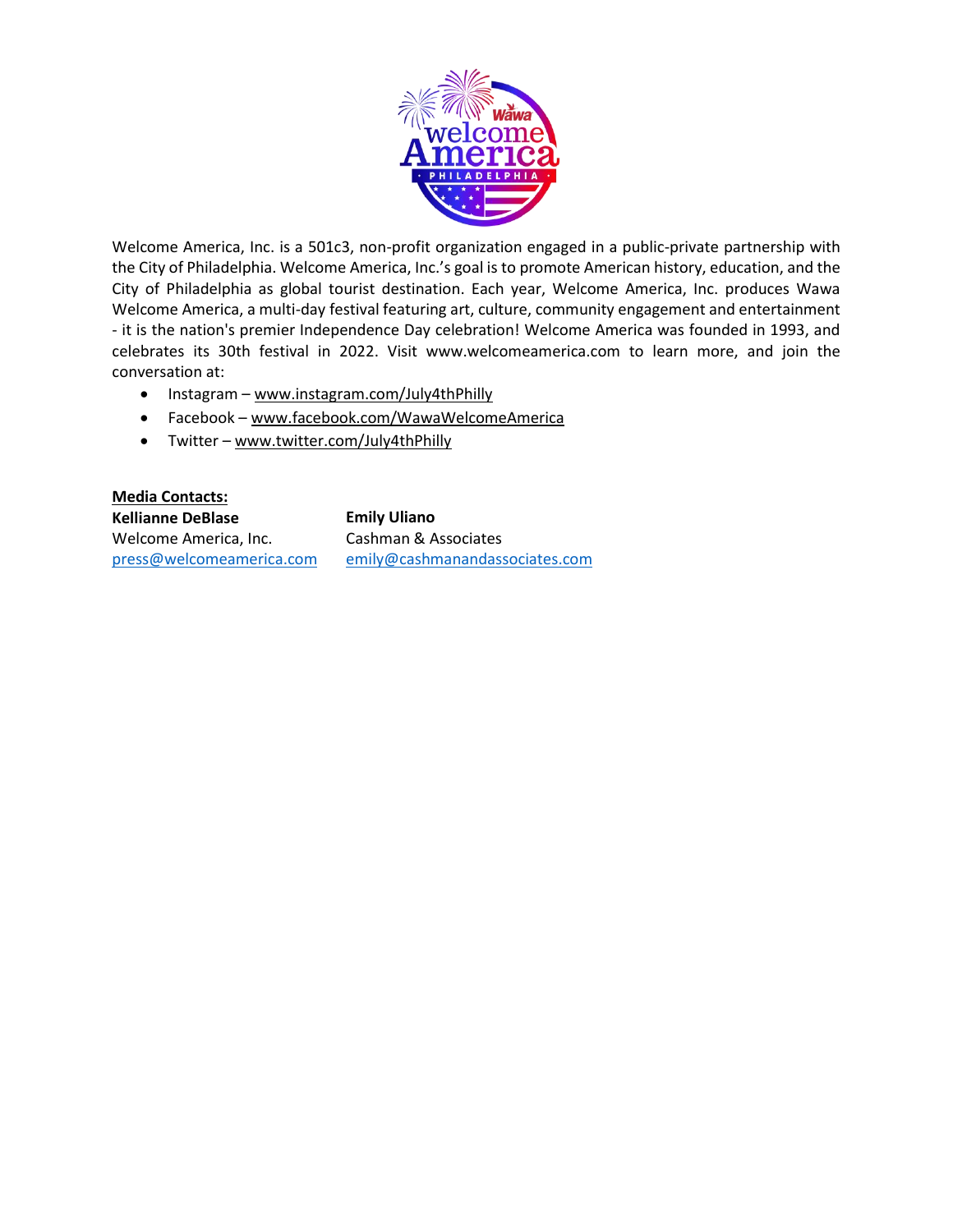Welcome America, Inc. is a 501c3, non-profit organization engaged in a public-private partnership with the City of Philadelphia. Welcome America, Inc.'s goal is to promote American history, education, and the City of Philadelphia as global tourist destination. Each year, Welcome America, Inc. produces Wawa Welcome America, a multi-day festival featuring art, culture, community engagement and entertainment - it is the nation's premier Independence Day celebration! Welcome America was founded in 1993, and celebrates its 30th festival in 2022. Visit www.welcomeamerica.com to learn more, and join the conversation at:

- Instagram – www.instagram.com/July4thPhilly
- Facebook – www.facebook.com/WawaWelcomeAmerica
- Twitter – www.twitter.com/July4thPhilly

**Media Contacts:**

**Kellianne DeBlase**
Welcome America, Inc.
press@welcomeamerica.com

**Emily Uliano**
Cashman & Associates
emily@cashmanandassociates.com